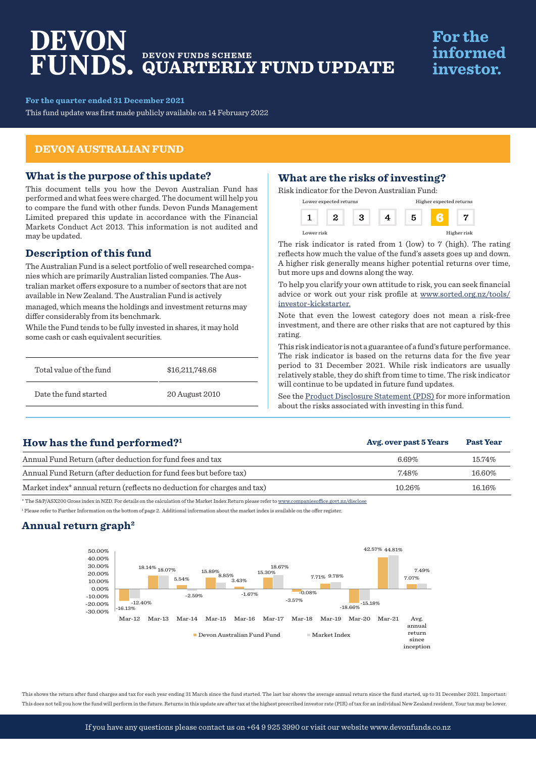# DEVON FUNDS.

## DEVON FUNDS SCHEME QUARTERLY FUND UPDATE

**For the informed investor.**

**For the quarter ended 31 December 2021**

This fund update was first made publicly available on 14 February 2022

## DEVON AUSTRALIAN FUND

### What is the purpose of this update?

This document tells you how the Devon Australian Fund has performed and what fees were charged. The document will help you to compare the fund with other funds. Devon Funds Management Limited prepared this update in accordance with the Financial Markets Conduct Act 2013. This information is not audited and may be updated.

### Description of this fund

The Australian Fund is a select portfolio of well researched companies which are primarily Australian listed companies. The Australian market offers exposure to a number of sectors that are not available in New Zealand. The Australian Fund is actively managed, which means the holdings and investment returns may differ considerably from its benchmark.

While the Fund tends to be fully invested in shares, it may hold some cash or cash equivalent securities.

| | |
|---|---|
| Total value of the fund | $16,211,748.68 |
| Date the fund started | 20 August 2010 |

### What are the risks of investing?

Risk indicator for the Devon Australian Fund:

| Lower expected returns | | | | | | Higher expected returns |
|---|---|---|---|---|---|---|
| 1 | 2 | 3 | 4 | 5 | **6** | 7 |
| Lower risk | | | | | | Higher risk |

The risk indicator is rated from 1 (low) to 7 (high). The rating reflects how much the value of the fund's assets goes up and down. A higher risk generally means higher potential returns over time, but more ups and downs along the way.

To help you clarify your own attitude to risk, you can seek financial advice or work out your risk profile at www.sorted.org.nz/tools/investor-kickstarter.

Note that even the lowest category does not mean a risk-free investment, and there are other risks that are not captured by this rating.

This risk indicator is not a guarantee of a fund's future performance. The risk indicator is based on the returns data for the five year period to 31 December 2021. While risk indicators are usually relatively stable, they do shift from time to time. The risk indicator will continue to be updated in future fund updates.

See the Product Disclosure Statement (PDS) for more information about the risks associated with investing in this fund.

### How has the fund performed?[1]

| | Avg. over past 5 Years | Past Year |
|---|---|---|
| Annual Fund Return (after deduction for fund fees and tax | 6.69% | 15.74% |
| Annual Fund Return (after deduction for fund fees but before tax) | 7.48% | 16.60% |
| Market index* annual return (reflects no deduction for charges and tax) | 10.26% | 16.16% |

\* The S&P/ASX200 Gross index in NZD. For details on the calculation of the Market Index Return please refer to www.companiesoffice.govt.nz/disclose

[1] Please refer to Further Information on the bottom of page 2. Additional information about the market index is available on the offer register.

### Annual return graph[2]

| | Devon Australian Fund Fund | Market Index |
|---|---|---|
| Mar-12 | -16.13% | -12.40% |
| Mar-13 | 18.14% | 18.07% |
| Mar-14 | 5.54% | -2.59% |
| Mar-15 | 15.89% | 8.85% |
| Mar-16 | 3.43% | -1.67% |
| Mar-17 | 15.30% | 18.67% |
| Mar-18 | -3.57% | -0.08% |
| Mar-19 | 7.71% | 9.78% |
| Mar-20 | -18.66% | -15.18% |
| Mar-21 | 42.57% | 44.81% |
| Avg. annual return since inception | 7.07% | 7.49% |

This shows the return after fund charges and tax for each year ending 31 March since the fund started. The last bar shows the average annual return since the fund started, up to 31 December 2021. Important: This does not tell you how the fund will perform in the future. Returns in this update are after tax at the highest prescribed investor rate (PIR) of tax for an individual New Zealand resident. Your tax may be lower.

If you have any questions please contact us on +64 9 925 3990 or visit our website www.devonfunds.co.nz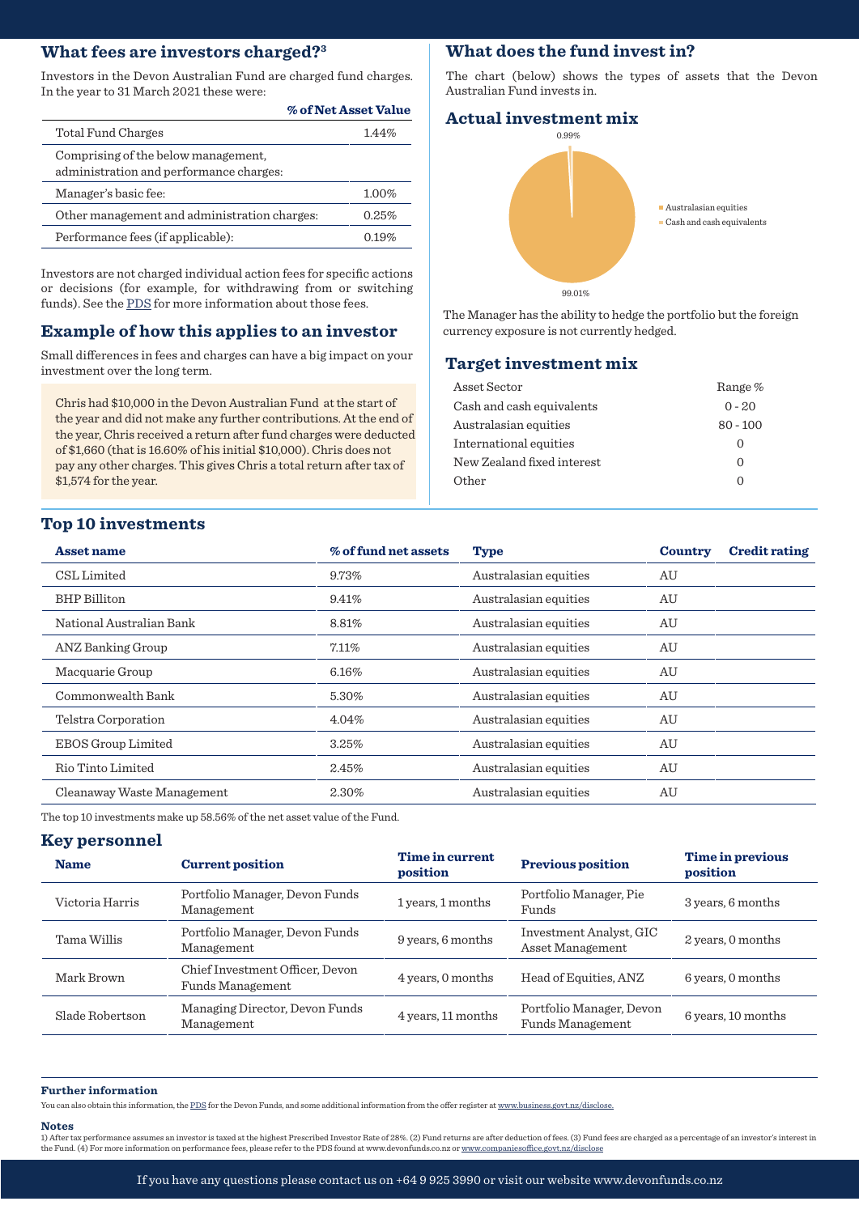## What fees are investors charged?[3]

Investors in the Devon Australian Fund are charged fund charges. In the year to 31 March 2021 these were:

| | % of Net Asset Value |
|---|---|
| Total Fund Charges | 1.44% |
| Comprising of the below management, administration and performance charges: | |
| Manager's basic fee: | 1.00% |
| Other management and administration charges: | 0.25% |
| Performance fees (if applicable): | 0.19% |

Investors are not charged individual action fees for specific actions or decisions (for example, for withdrawing from or switching funds). See the PDS for more information about those fees.

## Example of how this applies to an investor

Small differences in fees and charges can have a big impact on your investment over the long term.

Chris had $10,000 in the Devon Australian Fund at the start of the year and did not make any further contributions. At the end of the year, Chris received a return after fund charges were deducted of $1,660 (that is 16.60% of his initial $10,000). Chris does not pay any other charges. This gives Chris a total return after tax of $1,574 for the year.

## What does the fund invest in?

The chart (below) shows the types of assets that the Devon Australian Fund invests in.

### Actual investment mix

0.99%

99.01%

Australasian equities

Cash and cash equivalents

The Manager has the ability to hedge the portfolio but the foreign currency exposure is not currently hedged.

### Target investment mix

| Asset Sector | Range % |
|---|---|
| Cash and cash equivalents | 0 - 20 |
| Australasian equities | 80 - 100 |
| International equities | 0 |
| New Zealand fixed interest | 0 |
| Other | 0 |

## Top 10 investments

| Asset name | % of fund net assets | Type | Country | Credit rating |
|---|---|---|---|---|
| CSL Limited | 9.73% | Australasian equities | AU | |
| BHP Billiton | 9.41% | Australasian equities | AU | |
| National Australian Bank | 8.81% | Australasian equities | AU | |
| ANZ Banking Group | 7.11% | Australasian equities | AU | |
| Macquarie Group | 6.16% | Australasian equities | AU | |
| Commonwealth Bank | 5.30% | Australasian equities | AU | |
| Telstra Corporation | 4.04% | Australasian equities | AU | |
| EBOS Group Limited | 3.25% | Australasian equities | AU | |
| Rio Tinto Limited | 2.45% | Australasian equities | AU | |
| Cleanaway Waste Management | 2.30% | Australasian equities | AU | |

The top 10 investments make up 58.56% of the net asset value of the Fund.

## Key personnel

| Name | Current position | Time in current position | Previous position | Time in previous position |
|---|---|---|---|---|
| Victoria Harris | Portfolio Manager, Devon Funds Management | 1 years, 1 months | Portfolio Manager, Pie Funds | 3 years, 6 months |
| Tama Willis | Portfolio Manager, Devon Funds Management | 9 years, 6 months | Investment Analyst, GIC Asset Management | 2 years, 0 months |
| Mark Brown | Chief Investment Officer, Devon Funds Management | 4 years, 0 months | Head of Equities, ANZ | 6 years, 0 months |
| Slade Robertson | Managing Director, Devon Funds Management | 4 years, 11 months | Portfolio Manager, Devon Funds Management | 6 years, 10 months |

**Further information**

You can also obtain this information, the PDS for the Devon Funds, and some additional information from the offer register at www.business.govt.nz/disclose.

**Notes**

1) After tax performance assumes an investor is taxed at the highest Prescribed Investor Rate of 28%. (2) Fund returns are after deduction of fees. (3) Fund fees are charged as a percentage of an investor's interest in the Fund. (4) For more information on performance fees, please refer to the PDS found at www.devonfunds.co.nz or www.companiesoffice.govt.nz/disclose

If you have any questions please contact us on +64 9 925 3990 or visit our website www.devonfunds.co.nz